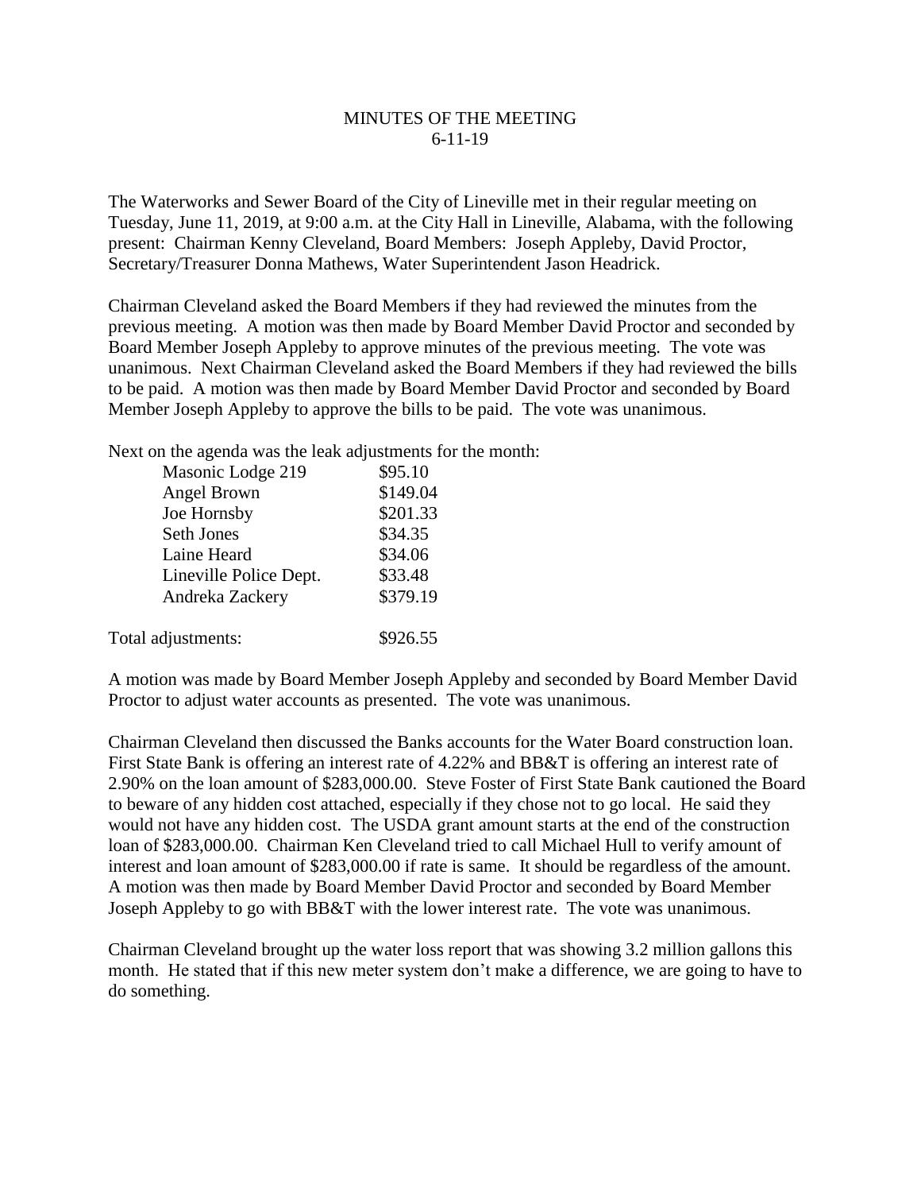# MINUTES OF THE MEETING
6-11-19

The Waterworks and Sewer Board of the City of Lineville met in their regular meeting on Tuesday, June 11, 2019, at 9:00 a.m. at the City Hall in Lineville, Alabama, with the following present: Chairman Kenny Cleveland, Board Members: Joseph Appleby, David Proctor, Secretary/Treasurer Donna Mathews, Water Superintendent Jason Headrick.

Chairman Cleveland asked the Board Members if they had reviewed the minutes from the previous meeting. A motion was then made by Board Member David Proctor and seconded by Board Member Joseph Appleby to approve minutes of the previous meeting. The vote was unanimous. Next Chairman Cleveland asked the Board Members if they had reviewed the bills to be paid. A motion was then made by Board Member David Proctor and seconded by Board Member Joseph Appleby to approve the bills to be paid. The vote was unanimous.

Next on the agenda was the leak adjustments for the month:

| | |
|---|---|
| Masonic Lodge 219 | \$95.10 |
| Angel Brown | \$149.04 |
| Joe Hornsby | \$201.33 |
| Seth Jones | \$34.35 |
| Laine Heard | \$34.06 |
| Lineville Police Dept. | \$33.48 |
| Andreka Zackery | \$379.19 |
| | |
| Total adjustments: | \$926.55 |

A motion was made by Board Member Joseph Appleby and seconded by Board Member David Proctor to adjust water accounts as presented. The vote was unanimous.

Chairman Cleveland then discussed the Banks accounts for the Water Board construction loan. First State Bank is offering an interest rate of 4.22% and BB&T is offering an interest rate of 2.90% on the loan amount of \$283,000.00. Steve Foster of First State Bank cautioned the Board to beware of any hidden cost attached, especially if they chose not to go local. He said they would not have any hidden cost. The USDA grant amount starts at the end of the construction loan of \$283,000.00. Chairman Ken Cleveland tried to call Michael Hull to verify amount of interest and loan amount of \$283,000.00 if rate is same. It should be regardless of the amount. A motion was then made by Board Member David Proctor and seconded by Board Member Joseph Appleby to go with BB&T with the lower interest rate. The vote was unanimous.

Chairman Cleveland brought up the water loss report that was showing 3.2 million gallons this month. He stated that if this new meter system don't make a difference, we are going to have to do something.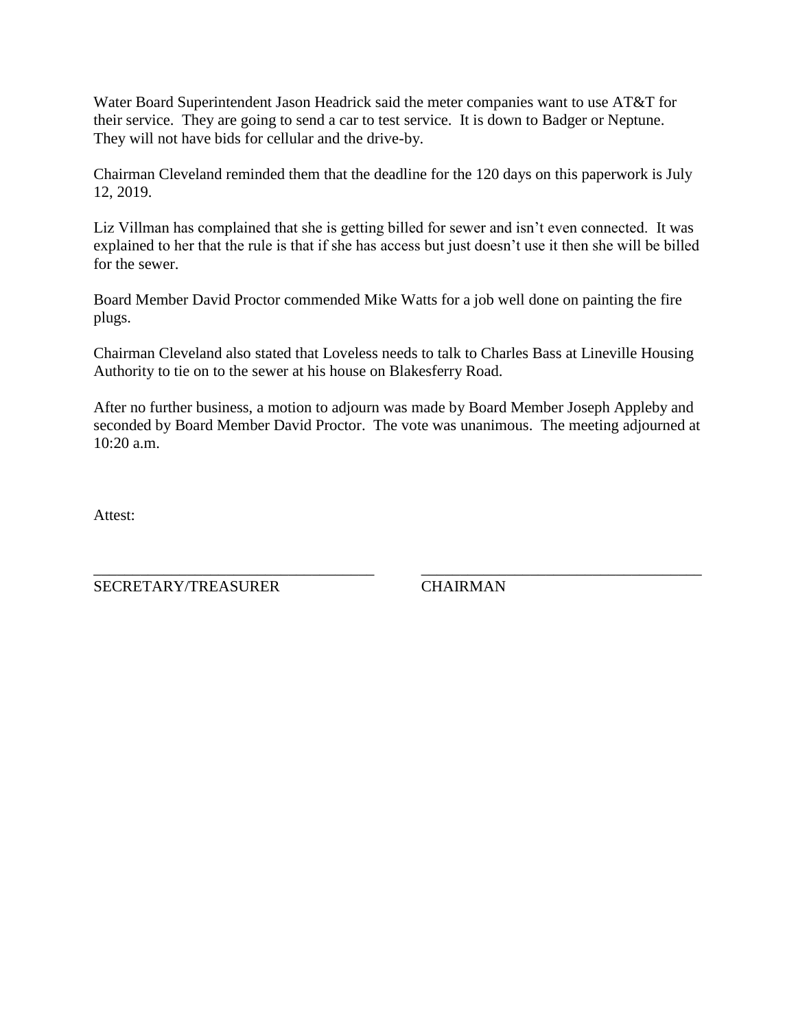Water Board Superintendent Jason Headrick said the meter companies want to use AT&T for their service. They are going to send a car to test service. It is down to Badger or Neptune. They will not have bids for cellular and the drive-by.

Chairman Cleveland reminded them that the deadline for the 120 days on this paperwork is July 12, 2019.

Liz Villman has complained that she is getting billed for sewer and isn't even connected. It was explained to her that the rule is that if she has access but just doesn't use it then she will be billed for the sewer.

Board Member David Proctor commended Mike Watts for a job well done on painting the fire plugs.

Chairman Cleveland also stated that Loveless needs to talk to Charles Bass at Lineville Housing Authority to tie on to the sewer at his house on Blakesferry Road.

After no further business, a motion to adjourn was made by Board Member Joseph Appleby and seconded by Board Member David Proctor. The vote was unanimous. The meeting adjourned at 10:20 a.m.

Attest:

_____________________________________ _____________________________________

SECRETARY/TREASURER CHAIRMAN